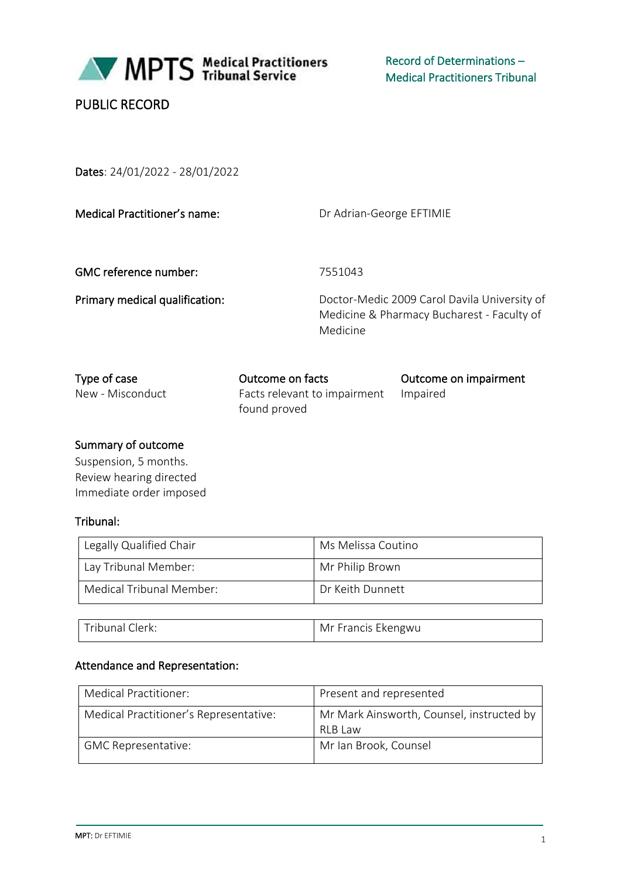MPTS Medical Practitioners Tribunal Service

Record of Determinations – Medical Practitioners Tribunal

# PUBLIC RECORD

**Dates**: 24/01/2022 - 28/01/2022

| | |
|---|---|
| **Medical Practitioner's name:** | Dr Adrian-George EFTIMIE |
| **GMC reference number:** | 7551043 |
| **Primary medical qualification:** | Doctor-Medic 2009 Carol Davila University of Medicine & Pharmacy Bucharest - Faculty of Medicine |

| Type of case | Outcome on facts | Outcome on impairment |
|---|---|---|
| New - Misconduct | Facts relevant to impairment found proved | Impaired |

## Summary of outcome

Suspension, 5 months.
Review hearing directed
Immediate order imposed

## Tribunal:

| | |
|---|---|
| Legally Qualified Chair | Ms Melissa Coutino |
| Lay Tribunal Member: | Mr Philip Brown |
| Medical Tribunal Member: | Dr Keith Dunnett |

| | |
|---|---|
| Tribunal Clerk: | Mr Francis Ekengwu |

## Attendance and Representation:

| | |
|---|---|
| Medical Practitioner: | Present and represented |
| Medical Practitioner's Representative: | Mr Mark Ainsworth, Counsel, instructed by RLB Law |
| GMC Representative: | Mr Ian Brook, Counsel |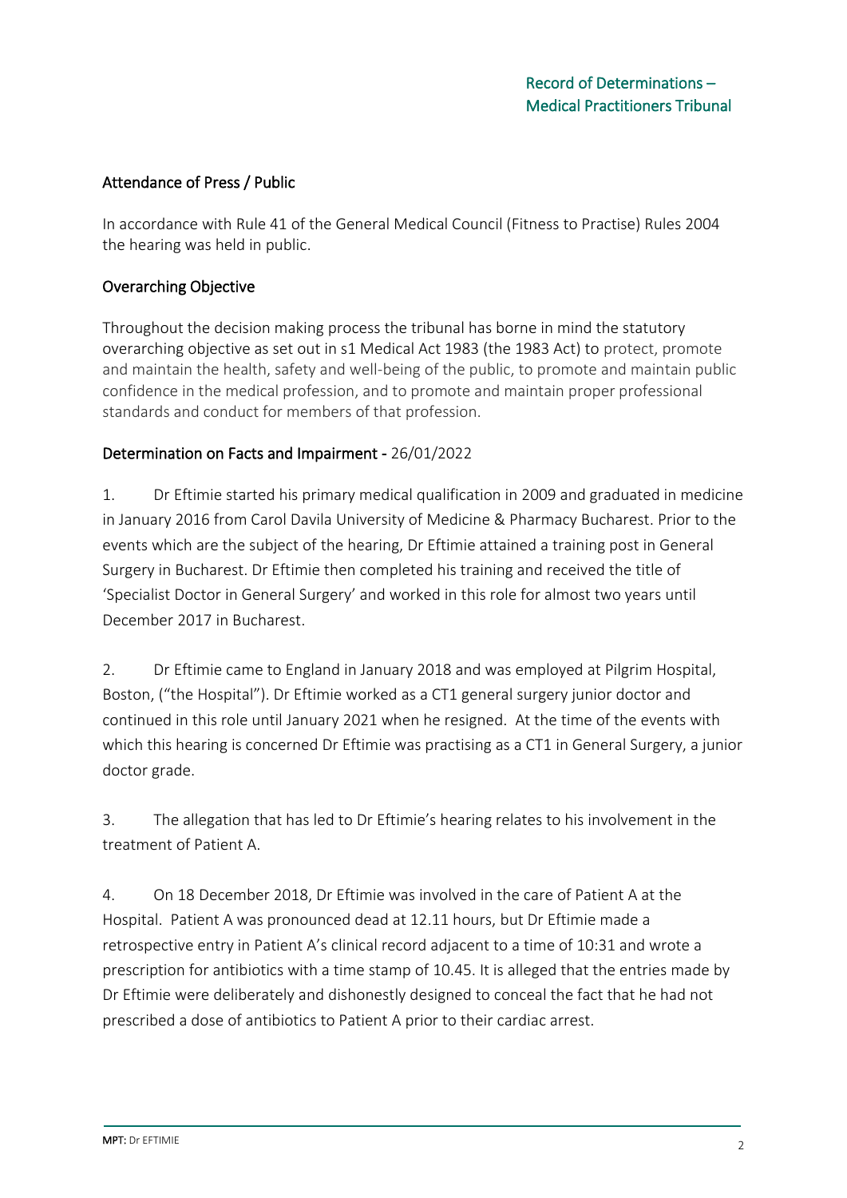## Attendance of Press / Public

In accordance with Rule 41 of the General Medical Council (Fitness to Practise) Rules 2004 the hearing was held in public.

## Overarching Objective

Throughout the decision making process the tribunal has borne in mind the statutory overarching objective as set out in s1 Medical Act 1983 (the 1983 Act) to protect, promote and maintain the health, safety and well-being of the public, to promote and maintain public confidence in the medical profession, and to promote and maintain proper professional standards and conduct for members of that profession.

## Determination on Facts and Impairment - 26/01/2022

1. Dr Eftimie started his primary medical qualification in 2009 and graduated in medicine in January 2016 from Carol Davila University of Medicine & Pharmacy Bucharest. Prior to the events which are the subject of the hearing, Dr Eftimie attained a training post in General Surgery in Bucharest. Dr Eftimie then completed his training and received the title of 'Specialist Doctor in General Surgery' and worked in this role for almost two years until December 2017 in Bucharest.

2. Dr Eftimie came to England in January 2018 and was employed at Pilgrim Hospital, Boston, ("the Hospital"). Dr Eftimie worked as a CT1 general surgery junior doctor and continued in this role until January 2021 when he resigned. At the time of the events with which this hearing is concerned Dr Eftimie was practising as a CT1 in General Surgery, a junior doctor grade.

3. The allegation that has led to Dr Eftimie's hearing relates to his involvement in the treatment of Patient A.

4. On 18 December 2018, Dr Eftimie was involved in the care of Patient A at the Hospital. Patient A was pronounced dead at 12.11 hours, but Dr Eftimie made a retrospective entry in Patient A's clinical record adjacent to a time of 10:31 and wrote a prescription for antibiotics with a time stamp of 10.45. It is alleged that the entries made by Dr Eftimie were deliberately and dishonestly designed to conceal the fact that he had not prescribed a dose of antibiotics to Patient A prior to their cardiac arrest.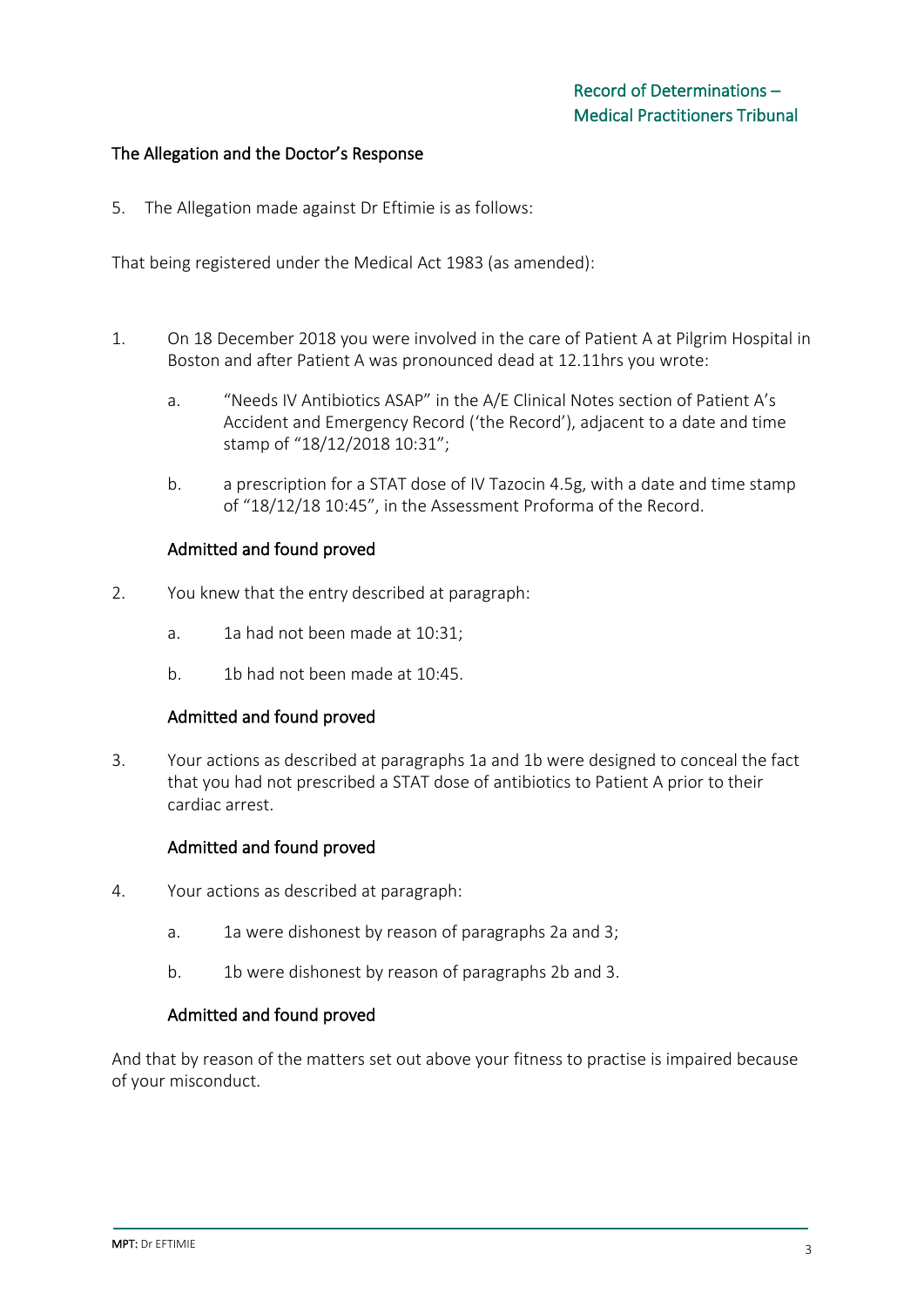## The Allegation and the Doctor's Response

5. The Allegation made against Dr Eftimie is as follows:

That being registered under the Medical Act 1983 (as amended):

1. On 18 December 2018 you were involved in the care of Patient A at Pilgrim Hospital in Boston and after Patient A was pronounced dead at 12.11hrs you wrote:

   a. "Needs IV Antibiotics ASAP" in the A/E Clinical Notes section of Patient A's Accident and Emergency Record ('the Record'), adjacent to a date and time stamp of "18/12/2018 10:31";

   b. a prescription for a STAT dose of IV Tazocin 4.5g, with a date and time stamp of "18/12/18 10:45", in the Assessment Proforma of the Record.

   **Admitted and found proved**

2. You knew that the entry described at paragraph:

   a. 1a had not been made at 10:31;

   b. 1b had not been made at 10:45.

   **Admitted and found proved**

3. Your actions as described at paragraphs 1a and 1b were designed to conceal the fact that you had not prescribed a STAT dose of antibiotics to Patient A prior to their cardiac arrest.

   **Admitted and found proved**

4. Your actions as described at paragraph:

   a. 1a were dishonest by reason of paragraphs 2a and 3;

   b. 1b were dishonest by reason of paragraphs 2b and 3.

   **Admitted and found proved**

And that by reason of the matters set out above your fitness to practise is impaired because of your misconduct.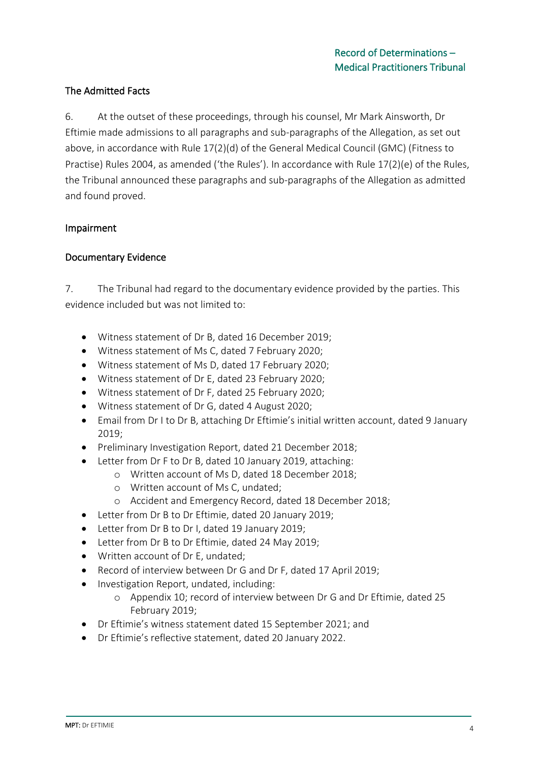## The Admitted Facts

6. At the outset of these proceedings, through his counsel, Mr Mark Ainsworth, Dr Eftimie made admissions to all paragraphs and sub-paragraphs of the Allegation, as set out above, in accordance with Rule 17(2)(d) of the General Medical Council (GMC) (Fitness to Practise) Rules 2004, as amended ('the Rules'). In accordance with Rule 17(2)(e) of the Rules, the Tribunal announced these paragraphs and sub-paragraphs of the Allegation as admitted and found proved.

## Impairment

### Documentary Evidence

7. The Tribunal had regard to the documentary evidence provided by the parties. This evidence included but was not limited to:

- Witness statement of Dr B, dated 16 December 2019;
- Witness statement of Ms C, dated 7 February 2020;
- Witness statement of Ms D, dated 17 February 2020;
- Witness statement of Dr E, dated 23 February 2020;
- Witness statement of Dr F, dated 25 February 2020;
- Witness statement of Dr G, dated 4 August 2020;
- Email from Dr I to Dr B, attaching Dr Eftimie's initial written account, dated 9 January 2019;
- Preliminary Investigation Report, dated 21 December 2018;
- Letter from Dr F to Dr B, dated 10 January 2019, attaching:
    - Written account of Ms D, dated 18 December 2018;
    - Written account of Ms C, undated;
    - Accident and Emergency Record, dated 18 December 2018;
- Letter from Dr B to Dr Eftimie, dated 20 January 2019;
- Letter from Dr B to Dr I, dated 19 January 2019;
- Letter from Dr B to Dr Eftimie, dated 24 May 2019;
- Written account of Dr E, undated;
- Record of interview between Dr G and Dr F, dated 17 April 2019;
- Investigation Report, undated, including:
    - Appendix 10; record of interview between Dr G and Dr Eftimie, dated 25 February 2019;
- Dr Eftimie's witness statement dated 15 September 2021; and
- Dr Eftimie's reflective statement, dated 20 January 2022.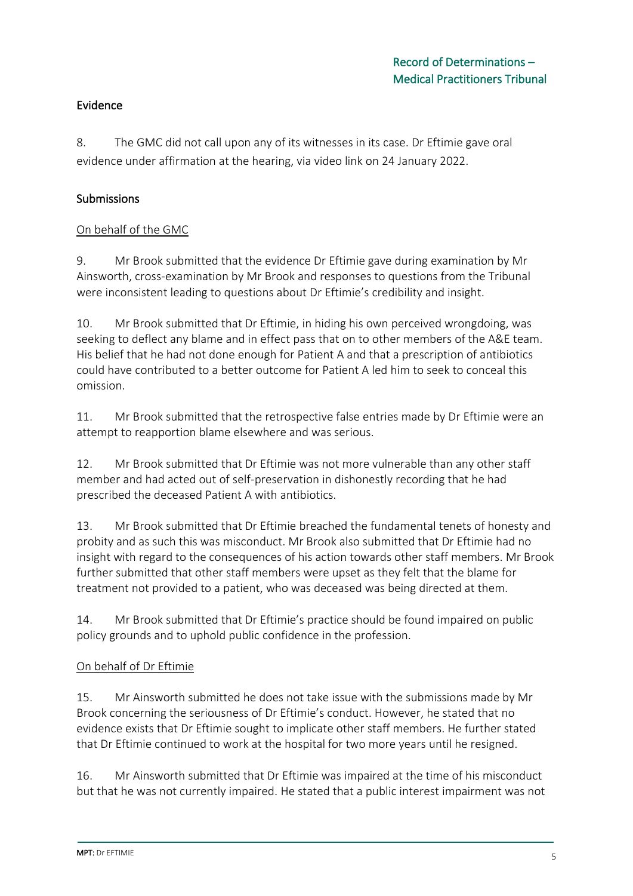## Evidence

8. The GMC did not call upon any of its witnesses in its case. Dr Eftimie gave oral evidence under affirmation at the hearing, via video link on 24 January 2022.

## Submissions

### On behalf of the GMC

9. Mr Brook submitted that the evidence Dr Eftimie gave during examination by Mr Ainsworth, cross-examination by Mr Brook and responses to questions from the Tribunal were inconsistent leading to questions about Dr Eftimie's credibility and insight.

10. Mr Brook submitted that Dr Eftimie, in hiding his own perceived wrongdoing, was seeking to deflect any blame and in effect pass that on to other members of the A&E team. His belief that he had not done enough for Patient A and that a prescription of antibiotics could have contributed to a better outcome for Patient A led him to seek to conceal this omission.

11. Mr Brook submitted that the retrospective false entries made by Dr Eftimie were an attempt to reapportion blame elsewhere and was serious.

12. Mr Brook submitted that Dr Eftimie was not more vulnerable than any other staff member and had acted out of self-preservation in dishonestly recording that he had prescribed the deceased Patient A with antibiotics.

13. Mr Brook submitted that Dr Eftimie breached the fundamental tenets of honesty and probity and as such this was misconduct. Mr Brook also submitted that Dr Eftimie had no insight with regard to the consequences of his action towards other staff members. Mr Brook further submitted that other staff members were upset as they felt that the blame for treatment not provided to a patient, who was deceased was being directed at them.

14. Mr Brook submitted that Dr Eftimie's practice should be found impaired on public policy grounds and to uphold public confidence in the profession.

### On behalf of Dr Eftimie

15. Mr Ainsworth submitted he does not take issue with the submissions made by Mr Brook concerning the seriousness of Dr Eftimie's conduct. However, he stated that no evidence exists that Dr Eftimie sought to implicate other staff members. He further stated that Dr Eftimie continued to work at the hospital for two more years until he resigned.

16. Mr Ainsworth submitted that Dr Eftimie was impaired at the time of his misconduct but that he was not currently impaired. He stated that a public interest impairment was not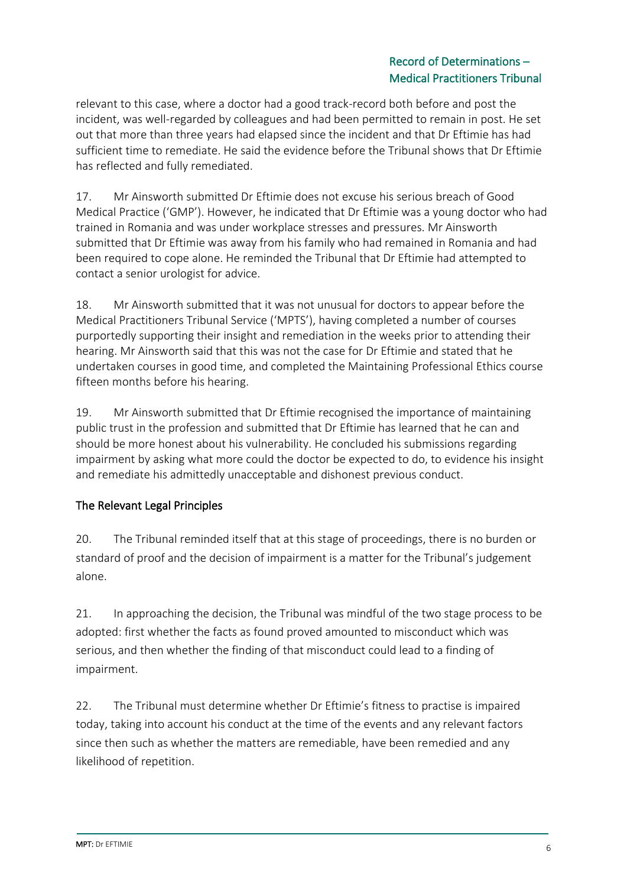relevant to this case, where a doctor had a good track-record both before and post the incident, was well-regarded by colleagues and had been permitted to remain in post. He set out that more than three years had elapsed since the incident and that Dr Eftimie has had sufficient time to remediate. He said the evidence before the Tribunal shows that Dr Eftimie has reflected and fully remediated.

17. Mr Ainsworth submitted Dr Eftimie does not excuse his serious breach of Good Medical Practice ('GMP'). However, he indicated that Dr Eftimie was a young doctor who had trained in Romania and was under workplace stresses and pressures. Mr Ainsworth submitted that Dr Eftimie was away from his family who had remained in Romania and had been required to cope alone. He reminded the Tribunal that Dr Eftimie had attempted to contact a senior urologist for advice.

18. Mr Ainsworth submitted that it was not unusual for doctors to appear before the Medical Practitioners Tribunal Service ('MPTS'), having completed a number of courses purportedly supporting their insight and remediation in the weeks prior to attending their hearing. Mr Ainsworth said that this was not the case for Dr Eftimie and stated that he undertaken courses in good time, and completed the Maintaining Professional Ethics course fifteen months before his hearing.

19. Mr Ainsworth submitted that Dr Eftimie recognised the importance of maintaining public trust in the profession and submitted that Dr Eftimie has learned that he can and should be more honest about his vulnerability. He concluded his submissions regarding impairment by asking what more could the doctor be expected to do, to evidence his insight and remediate his admittedly unacceptable and dishonest previous conduct.

## The Relevant Legal Principles

20. The Tribunal reminded itself that at this stage of proceedings, there is no burden or standard of proof and the decision of impairment is a matter for the Tribunal's judgement alone.

21. In approaching the decision, the Tribunal was mindful of the two stage process to be adopted: first whether the facts as found proved amounted to misconduct which was serious, and then whether the finding of that misconduct could lead to a finding of impairment.

22. The Tribunal must determine whether Dr Eftimie's fitness to practise is impaired today, taking into account his conduct at the time of the events and any relevant factors since then such as whether the matters are remediable, have been remedied and any likelihood of repetition.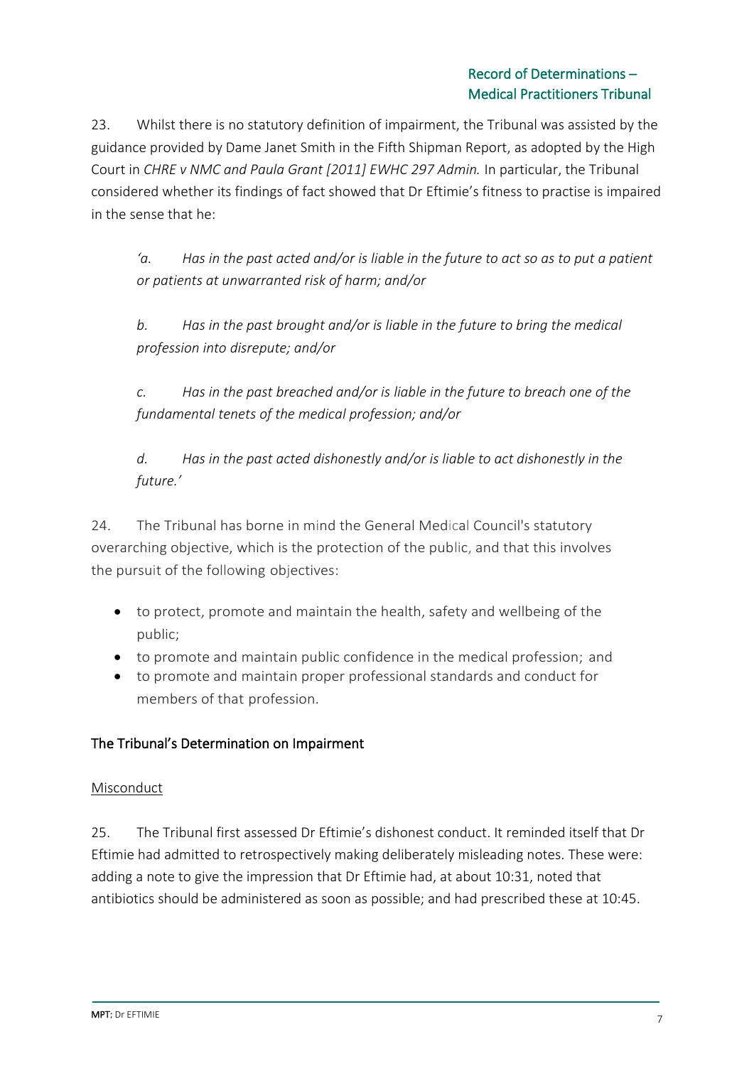23. Whilst there is no statutory definition of impairment, the Tribunal was assisted by the guidance provided by Dame Janet Smith in the Fifth Shipman Report, as adopted by the High Court in *CHRE v NMC and Paula Grant [2011] EWHC 297 Admin.* In particular, the Tribunal considered whether its findings of fact showed that Dr Eftimie's fitness to practise is impaired in the sense that he:

> *'a. Has in the past acted and/or is liable in the future to act so as to put a patient or patients at unwarranted risk of harm; and/or*
>
> *b. Has in the past brought and/or is liable in the future to bring the medical profession into disrepute; and/or*
>
> *c. Has in the past breached and/or is liable in the future to breach one of the fundamental tenets of the medical profession; and/or*
>
> *d. Has in the past acted dishonestly and/or is liable to act dishonestly in the future.'*

24. The Tribunal has borne in mind the General Medical Council's statutory overarching objective, which is the protection of the public, and that this involves the pursuit of the following objectives:

- to protect, promote and maintain the health, safety and wellbeing of the public;
- to promote and maintain public confidence in the medical profession; and
- to promote and maintain proper professional standards and conduct for members of that profession.

## The Tribunal's Determination on Impairment

### Misconduct

25. The Tribunal first assessed Dr Eftimie's dishonest conduct. It reminded itself that Dr Eftimie had admitted to retrospectively making deliberately misleading notes. These were: adding a note to give the impression that Dr Eftimie had, at about 10:31, noted that antibiotics should be administered as soon as possible; and had prescribed these at 10:45.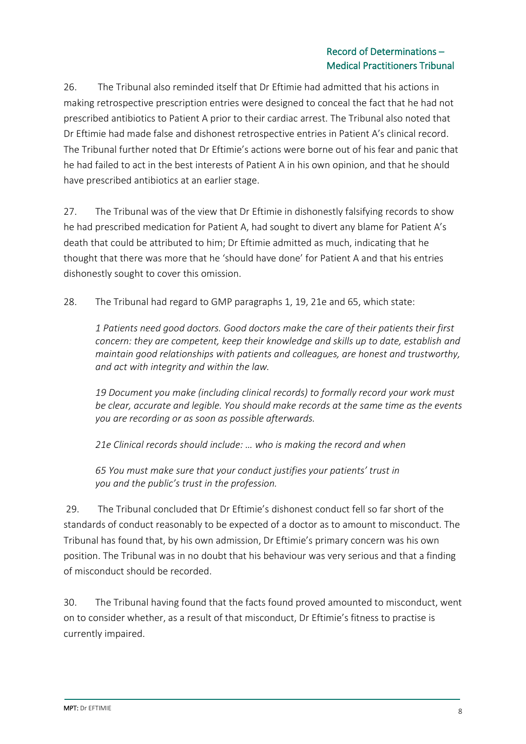26. The Tribunal also reminded itself that Dr Eftimie had admitted that his actions in making retrospective prescription entries were designed to conceal the fact that he had not prescribed antibiotics to Patient A prior to their cardiac arrest. The Tribunal also noted that Dr Eftimie had made false and dishonest retrospective entries in Patient A's clinical record. The Tribunal further noted that Dr Eftimie's actions were borne out of his fear and panic that he had failed to act in the best interests of Patient A in his own opinion, and that he should have prescribed antibiotics at an earlier stage.

27. The Tribunal was of the view that Dr Eftimie in dishonestly falsifying records to show he had prescribed medication for Patient A, had sought to divert any blame for Patient A's death that could be attributed to him; Dr Eftimie admitted as much, indicating that he thought that there was more that he 'should have done' for Patient A and that his entries dishonestly sought to cover this omission.

28. The Tribunal had regard to GMP paragraphs 1, 19, 21e and 65, which state:

> *1 Patients need good doctors. Good doctors make the care of their patients their first concern: they are competent, keep their knowledge and skills up to date, establish and maintain good relationships with patients and colleagues, are honest and trustworthy, and act with integrity and within the law.*
>
> *19 Document you make (including clinical records) to formally record your work must be clear, accurate and legible. You should make records at the same time as the events you are recording or as soon as possible afterwards.*
>
> *21e Clinical records should include: … who is making the record and when*
>
> *65 You must make sure that your conduct justifies your patients' trust in you and the public's trust in the profession.*

29. The Tribunal concluded that Dr Eftimie's dishonest conduct fell so far short of the standards of conduct reasonably to be expected of a doctor as to amount to misconduct. The Tribunal has found that, by his own admission, Dr Eftimie's primary concern was his own position. The Tribunal was in no doubt that his behaviour was very serious and that a finding of misconduct should be recorded.

30. The Tribunal having found that the facts found proved amounted to misconduct, went on to consider whether, as a result of that misconduct, Dr Eftimie's fitness to practise is currently impaired.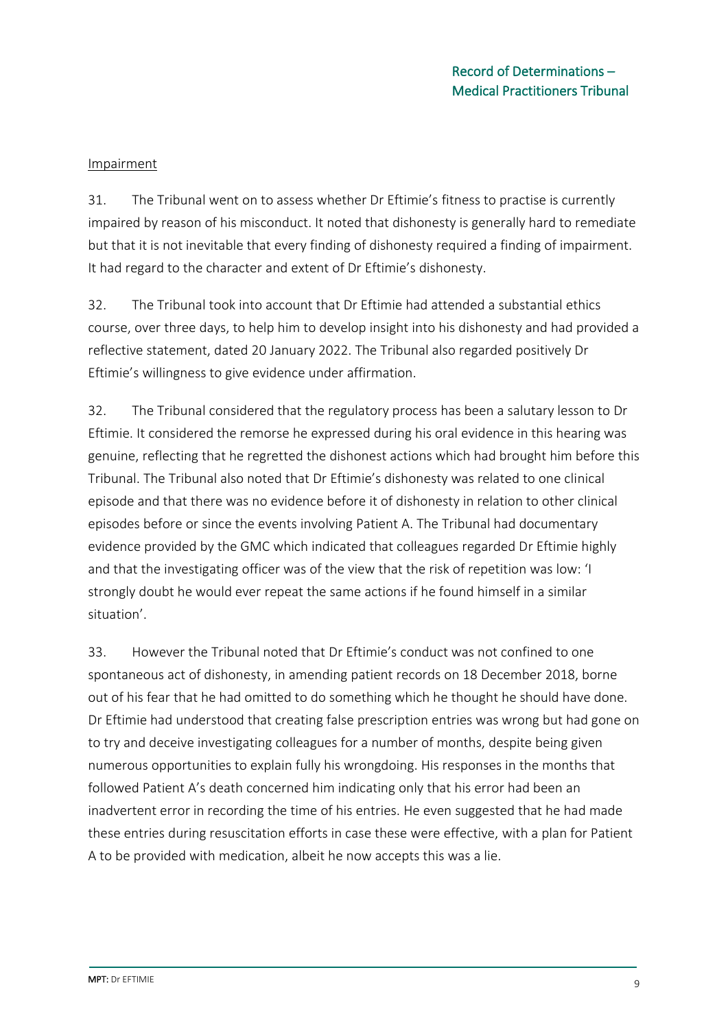Impairment

31. The Tribunal went on to assess whether Dr Eftimie's fitness to practise is currently impaired by reason of his misconduct. It noted that dishonesty is generally hard to remediate but that it is not inevitable that every finding of dishonesty required a finding of impairment. It had regard to the character and extent of Dr Eftimie's dishonesty.

32. The Tribunal took into account that Dr Eftimie had attended a substantial ethics course, over three days, to help him to develop insight into his dishonesty and had provided a reflective statement, dated 20 January 2022. The Tribunal also regarded positively Dr Eftimie's willingness to give evidence under affirmation.

32. The Tribunal considered that the regulatory process has been a salutary lesson to Dr Eftimie. It considered the remorse he expressed during his oral evidence in this hearing was genuine, reflecting that he regretted the dishonest actions which had brought him before this Tribunal. The Tribunal also noted that Dr Eftimie's dishonesty was related to one clinical episode and that there was no evidence before it of dishonesty in relation to other clinical episodes before or since the events involving Patient A. The Tribunal had documentary evidence provided by the GMC which indicated that colleagues regarded Dr Eftimie highly and that the investigating officer was of the view that the risk of repetition was low: 'I strongly doubt he would ever repeat the same actions if he found himself in a similar situation'.

33. However the Tribunal noted that Dr Eftimie's conduct was not confined to one spontaneous act of dishonesty, in amending patient records on 18 December 2018, borne out of his fear that he had omitted to do something which he thought he should have done. Dr Eftimie had understood that creating false prescription entries was wrong but had gone on to try and deceive investigating colleagues for a number of months, despite being given numerous opportunities to explain fully his wrongdoing. His responses in the months that followed Patient A's death concerned him indicating only that his error had been an inadvertent error in recording the time of his entries. He even suggested that he had made these entries during resuscitation efforts in case these were effective, with a plan for Patient A to be provided with medication, albeit he now accepts this was a lie.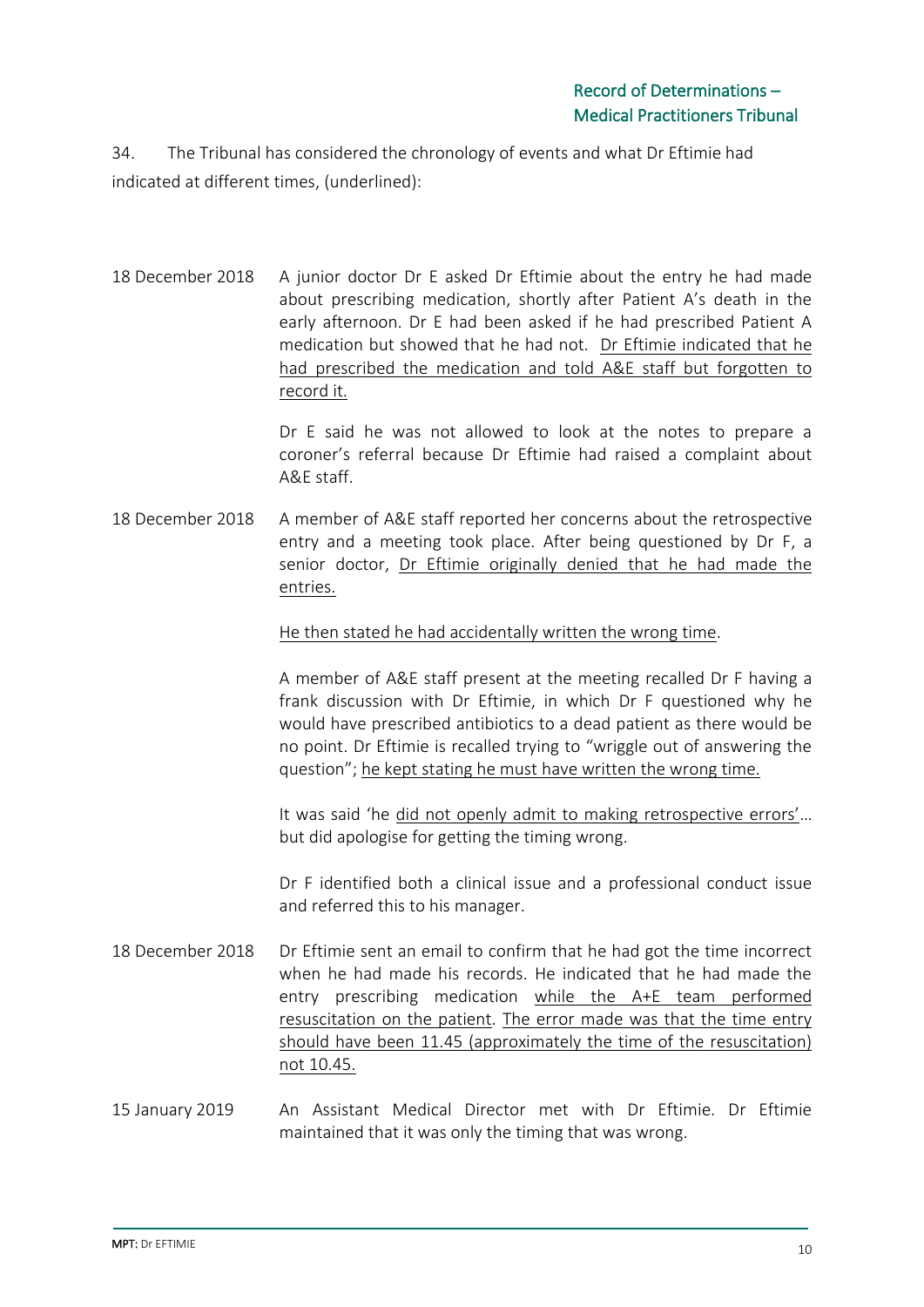34. The Tribunal has considered the chronology of events and what Dr Eftimie had indicated at different times, (underlined):

| | |
|---|---|
| 18 December 2018 | A junior doctor Dr E asked Dr Eftimie about the entry he had made about prescribing medication, shortly after Patient A's death in the early afternoon. Dr E had been asked if he had prescribed Patient A medication but showed that he had not. <u>Dr Eftimie indicated that he had prescribed the medication and told A&E staff but forgotten to record it.</u><br><br>Dr E said he was not allowed to look at the notes to prepare a coroner's referral because Dr Eftimie had raised a complaint about A&E staff. |
| 18 December 2018 | A member of A&E staff reported her concerns about the retrospective entry and a meeting took place. After being questioned by Dr F, a senior doctor, <u>Dr Eftimie originally denied that he had made the entries.</u><br><br><u>He then stated he had accidentally written the wrong time</u>.<br><br>A member of A&E staff present at the meeting recalled Dr F having a frank discussion with Dr Eftimie, in which Dr F questioned why he would have prescribed antibiotics to a dead patient as there would be no point. Dr Eftimie is recalled trying to "wriggle out of answering the question"; <u>he kept stating he must have written the wrong time.</u><br><br>It was said 'he <u>did not openly admit to making retrospective errors'</u>… but did apologise for getting the timing wrong.<br><br>Dr F identified both a clinical issue and a professional conduct issue and referred this to his manager. |
| 18 December 2018 | Dr Eftimie sent an email to confirm that he had got the time incorrect when he had made his records. He indicated that he had made the entry prescribing medication <u>while the A+E team performed resuscitation on the patient</u>. <u>The error made was that the time entry should have been 11.45 (approximately the time of the resuscitation) not 10.45.</u> |
| 15 January 2019 | An Assistant Medical Director met with Dr Eftimie. Dr Eftimie maintained that it was only the timing that was wrong. |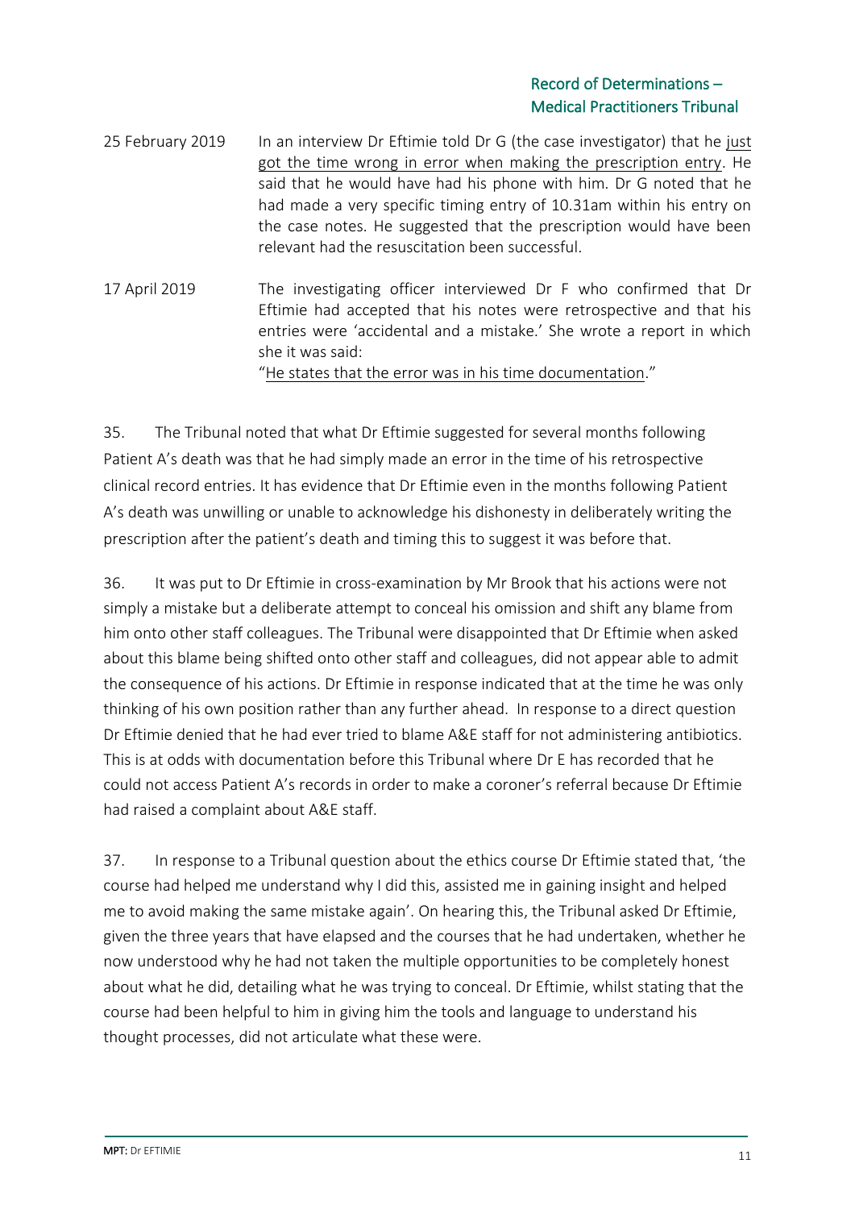| | |
|---|---|
| 25 February 2019 | In an interview Dr Eftimie told Dr G (the case investigator) that he just got the time wrong in error when making the prescription entry. He said that he would have had his phone with him. Dr G noted that he had made a very specific timing entry of 10.31am within his entry on the case notes. He suggested that the prescription would have been relevant had the resuscitation been successful. |
| 17 April 2019 | The investigating officer interviewed Dr F who confirmed that Dr Eftimie had accepted that his notes were retrospective and that his entries were 'accidental and a mistake.' She wrote a report in which she it was said: "He states that the error was in his time documentation." |

35. The Tribunal noted that what Dr Eftimie suggested for several months following Patient A's death was that he had simply made an error in the time of his retrospective clinical record entries. It has evidence that Dr Eftimie even in the months following Patient A's death was unwilling or unable to acknowledge his dishonesty in deliberately writing the prescription after the patient's death and timing this to suggest it was before that.

36. It was put to Dr Eftimie in cross-examination by Mr Brook that his actions were not simply a mistake but a deliberate attempt to conceal his omission and shift any blame from him onto other staff colleagues. The Tribunal were disappointed that Dr Eftimie when asked about this blame being shifted onto other staff and colleagues, did not appear able to admit the consequence of his actions. Dr Eftimie in response indicated that at the time he was only thinking of his own position rather than any further ahead. In response to a direct question Dr Eftimie denied that he had ever tried to blame A&E staff for not administering antibiotics. This is at odds with documentation before this Tribunal where Dr E has recorded that he could not access Patient A's records in order to make a coroner's referral because Dr Eftimie had raised a complaint about A&E staff.

37. In response to a Tribunal question about the ethics course Dr Eftimie stated that, 'the course had helped me understand why I did this, assisted me in gaining insight and helped me to avoid making the same mistake again'. On hearing this, the Tribunal asked Dr Eftimie, given the three years that have elapsed and the courses that he had undertaken, whether he now understood why he had not taken the multiple opportunities to be completely honest about what he did, detailing what he was trying to conceal. Dr Eftimie, whilst stating that the course had been helpful to him in giving him the tools and language to understand his thought processes, did not articulate what these were.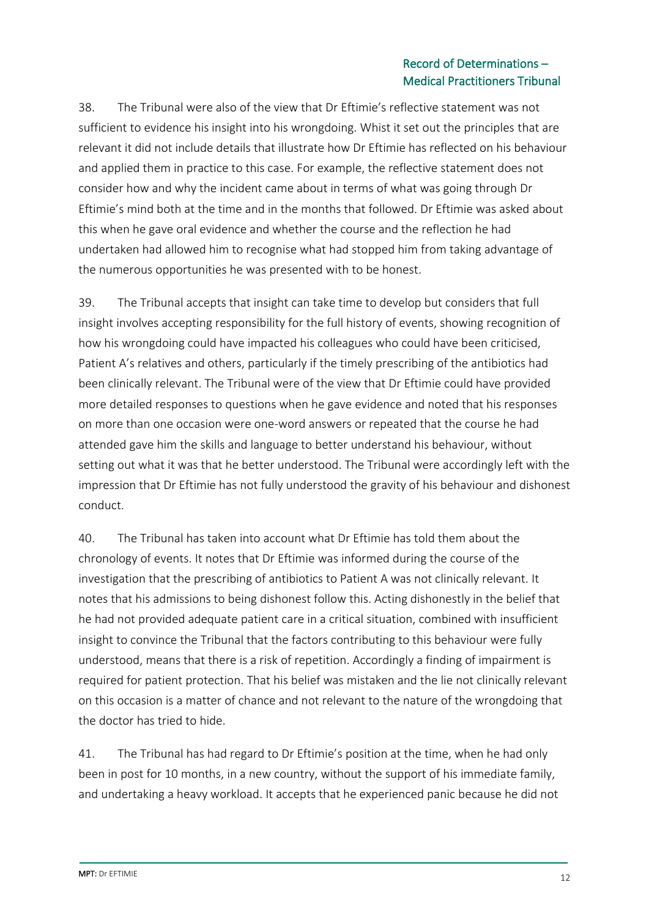38. The Tribunal were also of the view that Dr Eftimie's reflective statement was not sufficient to evidence his insight into his wrongdoing. Whist it set out the principles that are relevant it did not include details that illustrate how Dr Eftimie has reflected on his behaviour and applied them in practice to this case. For example, the reflective statement does not consider how and why the incident came about in terms of what was going through Dr Eftimie's mind both at the time and in the months that followed. Dr Eftimie was asked about this when he gave oral evidence and whether the course and the reflection he had undertaken had allowed him to recognise what had stopped him from taking advantage of the numerous opportunities he was presented with to be honest.

39. The Tribunal accepts that insight can take time to develop but considers that full insight involves accepting responsibility for the full history of events, showing recognition of how his wrongdoing could have impacted his colleagues who could have been criticised, Patient A's relatives and others, particularly if the timely prescribing of the antibiotics had been clinically relevant. The Tribunal were of the view that Dr Eftimie could have provided more detailed responses to questions when he gave evidence and noted that his responses on more than one occasion were one-word answers or repeated that the course he had attended gave him the skills and language to better understand his behaviour, without setting out what it was that he better understood. The Tribunal were accordingly left with the impression that Dr Eftimie has not fully understood the gravity of his behaviour and dishonest conduct.

40. The Tribunal has taken into account what Dr Eftimie has told them about the chronology of events. It notes that Dr Eftimie was informed during the course of the investigation that the prescribing of antibiotics to Patient A was not clinically relevant. It notes that his admissions to being dishonest follow this. Acting dishonestly in the belief that he had not provided adequate patient care in a critical situation, combined with insufficient insight to convince the Tribunal that the factors contributing to this behaviour were fully understood, means that there is a risk of repetition. Accordingly a finding of impairment is required for patient protection. That his belief was mistaken and the lie not clinically relevant on this occasion is a matter of chance and not relevant to the nature of the wrongdoing that the doctor has tried to hide.

41. The Tribunal has had regard to Dr Eftimie's position at the time, when he had only been in post for 10 months, in a new country, without the support of his immediate family, and undertaking a heavy workload. It accepts that he experienced panic because he did not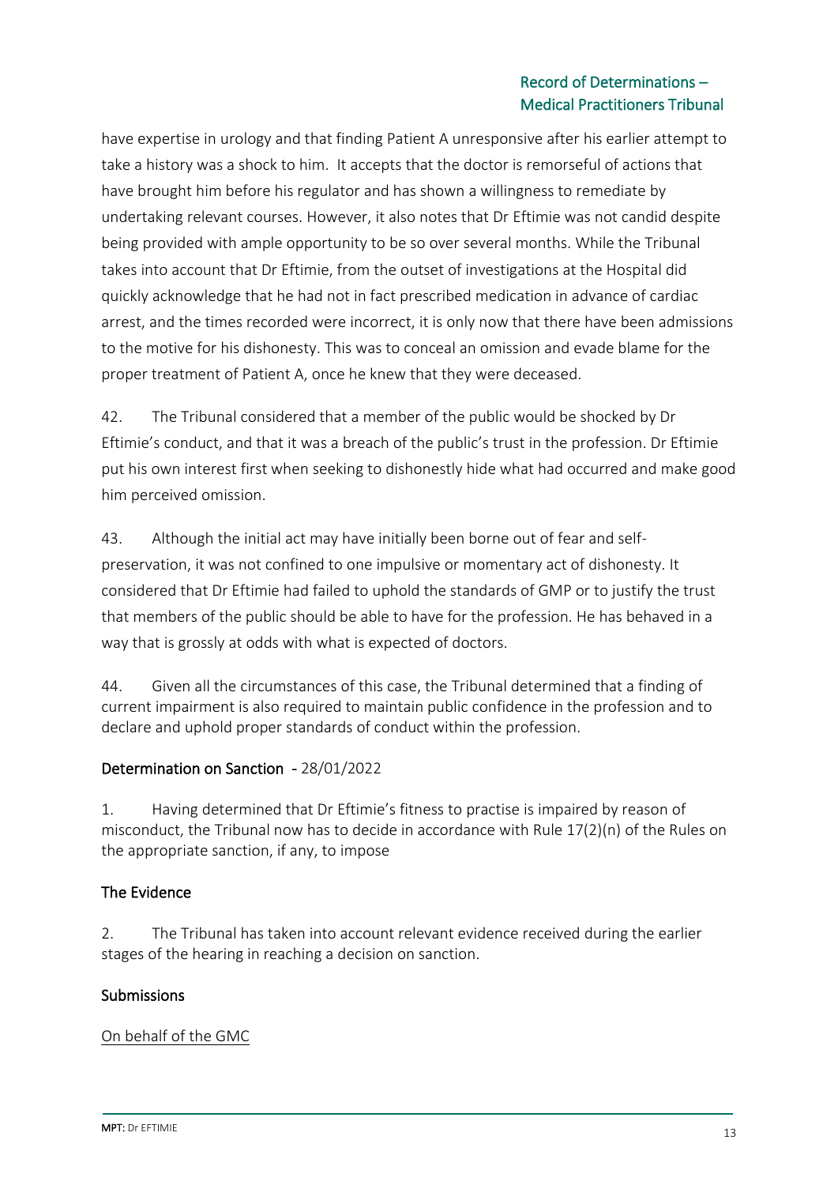have expertise in urology and that finding Patient A unresponsive after his earlier attempt to take a history was a shock to him. It accepts that the doctor is remorseful of actions that have brought him before his regulator and has shown a willingness to remediate by undertaking relevant courses. However, it also notes that Dr Eftimie was not candid despite being provided with ample opportunity to be so over several months. While the Tribunal takes into account that Dr Eftimie, from the outset of investigations at the Hospital did quickly acknowledge that he had not in fact prescribed medication in advance of cardiac arrest, and the times recorded were incorrect, it is only now that there have been admissions to the motive for his dishonesty. This was to conceal an omission and evade blame for the proper treatment of Patient A, once he knew that they were deceased.

42. The Tribunal considered that a member of the public would be shocked by Dr Eftimie's conduct, and that it was a breach of the public's trust in the profession. Dr Eftimie put his own interest first when seeking to dishonestly hide what had occurred and make good him perceived omission.

43. Although the initial act may have initially been borne out of fear and self-preservation, it was not confined to one impulsive or momentary act of dishonesty. It considered that Dr Eftimie had failed to uphold the standards of GMP or to justify the trust that members of the public should be able to have for the profession. He has behaved in a way that is grossly at odds with what is expected of doctors.

44. Given all the circumstances of this case, the Tribunal determined that a finding of current impairment is also required to maintain public confidence in the profession and to declare and uphold proper standards of conduct within the profession.

## Determination on Sanction - 28/01/2022

1. Having determined that Dr Eftimie's fitness to practise is impaired by reason of misconduct, the Tribunal now has to decide in accordance with Rule 17(2)(n) of the Rules on the appropriate sanction, if any, to impose

### The Evidence

2. The Tribunal has taken into account relevant evidence received during the earlier stages of the hearing in reaching a decision on sanction.

### Submissions

On behalf of the GMC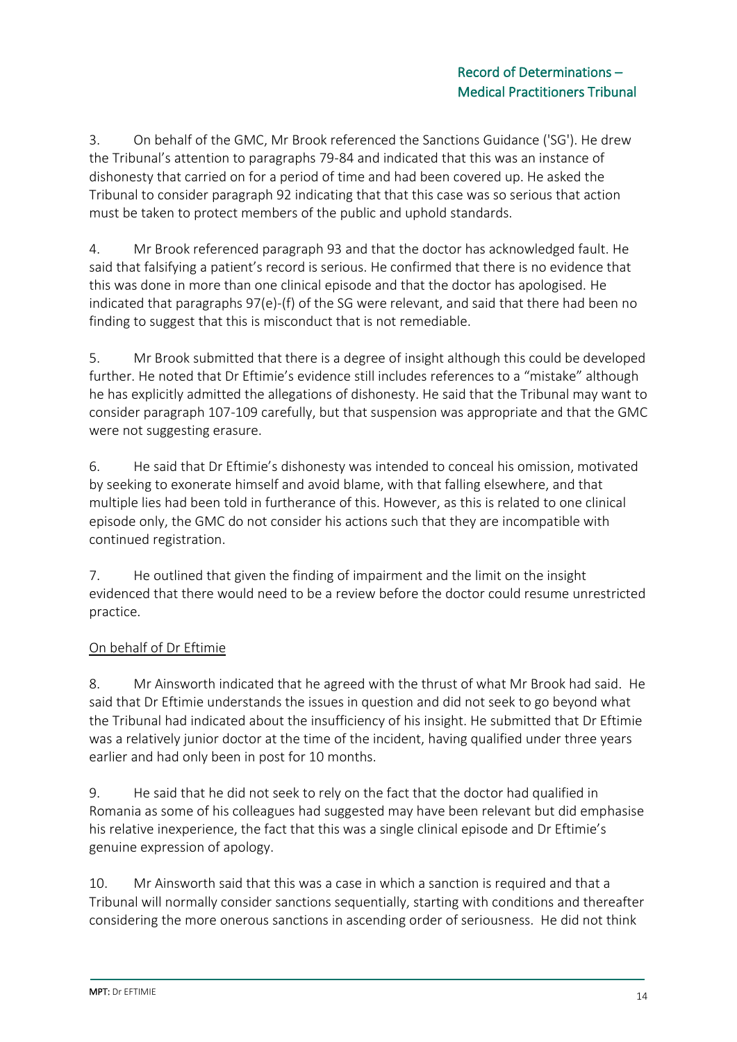3. On behalf of the GMC, Mr Brook referenced the Sanctions Guidance ('SG'). He drew the Tribunal's attention to paragraphs 79-84 and indicated that this was an instance of dishonesty that carried on for a period of time and had been covered up. He asked the Tribunal to consider paragraph 92 indicating that that this case was so serious that action must be taken to protect members of the public and uphold standards.

4. Mr Brook referenced paragraph 93 and that the doctor has acknowledged fault. He said that falsifying a patient's record is serious. He confirmed that there is no evidence that this was done in more than one clinical episode and that the doctor has apologised. He indicated that paragraphs 97(e)-(f) of the SG were relevant, and said that there had been no finding to suggest that this is misconduct that is not remediable.

5. Mr Brook submitted that there is a degree of insight although this could be developed further. He noted that Dr Eftimie's evidence still includes references to a "mistake" although he has explicitly admitted the allegations of dishonesty. He said that the Tribunal may want to consider paragraph 107-109 carefully, but that suspension was appropriate and that the GMC were not suggesting erasure.

6. He said that Dr Eftimie's dishonesty was intended to conceal his omission, motivated by seeking to exonerate himself and avoid blame, with that falling elsewhere, and that multiple lies had been told in furtherance of this. However, as this is related to one clinical episode only, the GMC do not consider his actions such that they are incompatible with continued registration.

7. He outlined that given the finding of impairment and the limit on the insight evidenced that there would need to be a review before the doctor could resume unrestricted practice.

<u>On behalf of Dr Eftimie</u>

8. Mr Ainsworth indicated that he agreed with the thrust of what Mr Brook had said. He said that Dr Eftimie understands the issues in question and did not seek to go beyond what the Tribunal had indicated about the insufficiency of his insight. He submitted that Dr Eftimie was a relatively junior doctor at the time of the incident, having qualified under three years earlier and had only been in post for 10 months.

9. He said that he did not seek to rely on the fact that the doctor had qualified in Romania as some of his colleagues had suggested may have been relevant but did emphasise his relative inexperience, the fact that this was a single clinical episode and Dr Eftimie's genuine expression of apology.

10. Mr Ainsworth said that this was a case in which a sanction is required and that a Tribunal will normally consider sanctions sequentially, starting with conditions and thereafter considering the more onerous sanctions in ascending order of seriousness. He did not think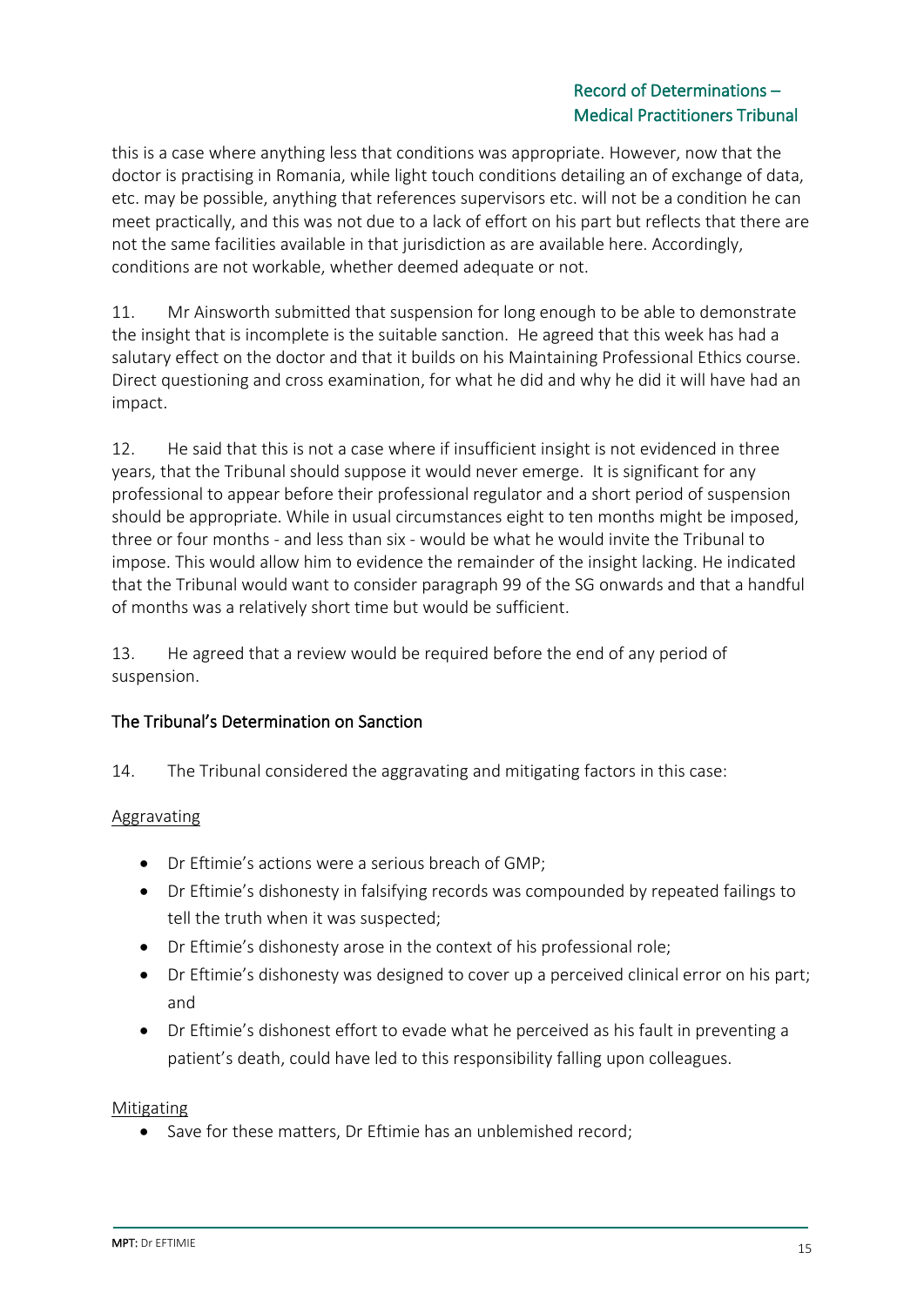this is a case where anything less that conditions was appropriate. However, now that the doctor is practising in Romania, while light touch conditions detailing an of exchange of data, etc. may be possible, anything that references supervisors etc. will not be a condition he can meet practically, and this was not due to a lack of effort on his part but reflects that there are not the same facilities available in that jurisdiction as are available here. Accordingly, conditions are not workable, whether deemed adequate or not.

11. Mr Ainsworth submitted that suspension for long enough to be able to demonstrate the insight that is incomplete is the suitable sanction. He agreed that this week has had a salutary effect on the doctor and that it builds on his Maintaining Professional Ethics course. Direct questioning and cross examination, for what he did and why he did it will have had an impact.

12. He said that this is not a case where if insufficient insight is not evidenced in three years, that the Tribunal should suppose it would never emerge. It is significant for any professional to appear before their professional regulator and a short period of suspension should be appropriate. While in usual circumstances eight to ten months might be imposed, three or four months - and less than six - would be what he would invite the Tribunal to impose. This would allow him to evidence the remainder of the insight lacking. He indicated that the Tribunal would want to consider paragraph 99 of the SG onwards and that a handful of months was a relatively short time but would be sufficient.

13. He agreed that a review would be required before the end of any period of suspension.

## The Tribunal's Determination on Sanction

14. The Tribunal considered the aggravating and mitigating factors in this case:

Aggravating

- Dr Eftimie's actions were a serious breach of GMP;
- Dr Eftimie's dishonesty in falsifying records was compounded by repeated failings to tell the truth when it was suspected;
- Dr Eftimie's dishonesty arose in the context of his professional role;
- Dr Eftimie's dishonesty was designed to cover up a perceived clinical error on his part; and
- Dr Eftimie's dishonest effort to evade what he perceived as his fault in preventing a patient's death, could have led to this responsibility falling upon colleagues.

Mitigating

- Save for these matters, Dr Eftimie has an unblemished record;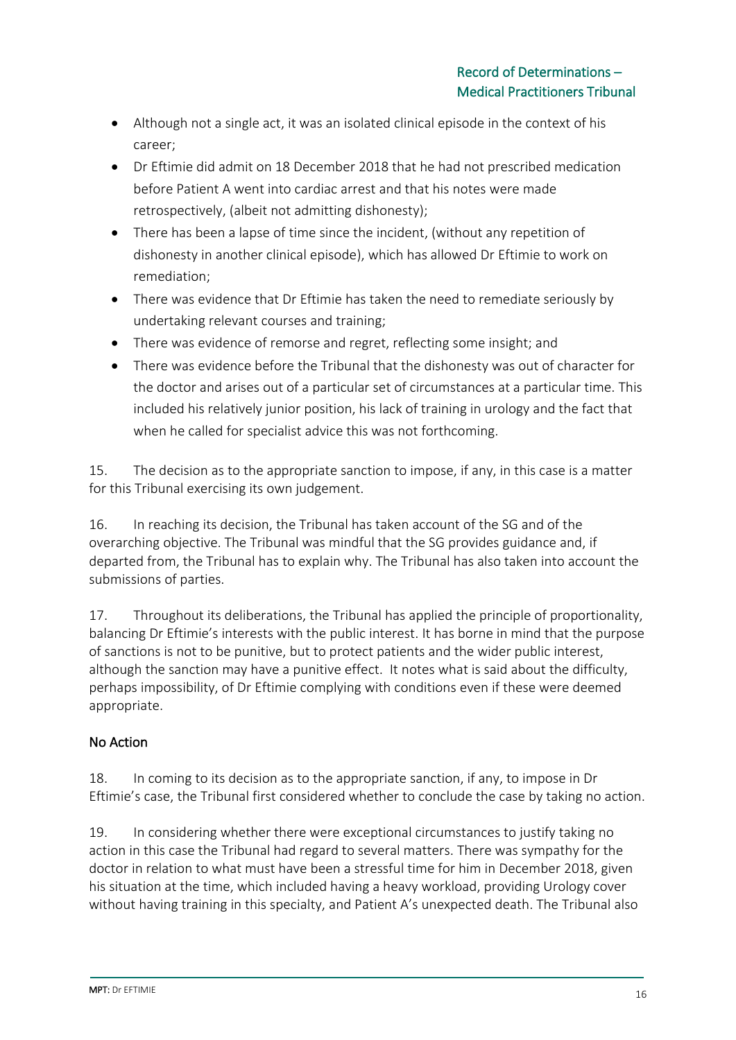- Although not a single act, it was an isolated clinical episode in the context of his career;
- Dr Eftimie did admit on 18 December 2018 that he had not prescribed medication before Patient A went into cardiac arrest and that his notes were made retrospectively, (albeit not admitting dishonesty);
- There has been a lapse of time since the incident, (without any repetition of dishonesty in another clinical episode), which has allowed Dr Eftimie to work on remediation;
- There was evidence that Dr Eftimie has taken the need to remediate seriously by undertaking relevant courses and training;
- There was evidence of remorse and regret, reflecting some insight; and
- There was evidence before the Tribunal that the dishonesty was out of character for the doctor and arises out of a particular set of circumstances at a particular time. This included his relatively junior position, his lack of training in urology and the fact that when he called for specialist advice this was not forthcoming.

15. The decision as to the appropriate sanction to impose, if any, in this case is a matter for this Tribunal exercising its own judgement.

16. In reaching its decision, the Tribunal has taken account of the SG and of the overarching objective. The Tribunal was mindful that the SG provides guidance and, if departed from, the Tribunal has to explain why. The Tribunal has also taken into account the submissions of parties.

17. Throughout its deliberations, the Tribunal has applied the principle of proportionality, balancing Dr Eftimie's interests with the public interest. It has borne in mind that the purpose of sanctions is not to be punitive, but to protect patients and the wider public interest, although the sanction may have a punitive effect. It notes what is said about the difficulty, perhaps impossibility, of Dr Eftimie complying with conditions even if these were deemed appropriate.

## No Action

18. In coming to its decision as to the appropriate sanction, if any, to impose in Dr Eftimie's case, the Tribunal first considered whether to conclude the case by taking no action.

19. In considering whether there were exceptional circumstances to justify taking no action in this case the Tribunal had regard to several matters. There was sympathy for the doctor in relation to what must have been a stressful time for him in December 2018, given his situation at the time, which included having a heavy workload, providing Urology cover without having training in this specialty, and Patient A's unexpected death. The Tribunal also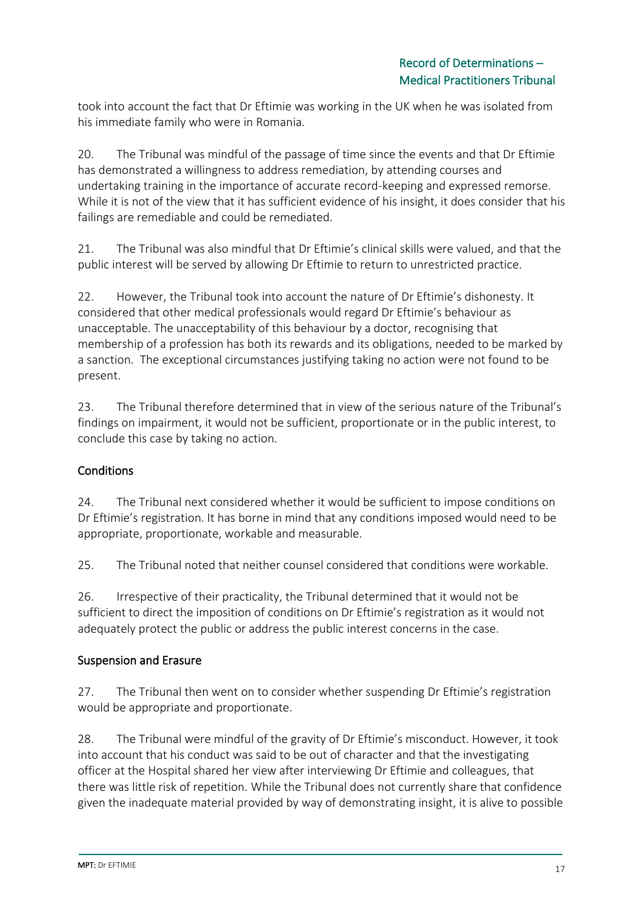took into account the fact that Dr Eftimie was working in the UK when he was isolated from his immediate family who were in Romania.

20. The Tribunal was mindful of the passage of time since the events and that Dr Eftimie has demonstrated a willingness to address remediation, by attending courses and undertaking training in the importance of accurate record-keeping and expressed remorse. While it is not of the view that it has sufficient evidence of his insight, it does consider that his failings are remediable and could be remediated.

21. The Tribunal was also mindful that Dr Eftimie's clinical skills were valued, and that the public interest will be served by allowing Dr Eftimie to return to unrestricted practice.

22. However, the Tribunal took into account the nature of Dr Eftimie's dishonesty. It considered that other medical professionals would regard Dr Eftimie's behaviour as unacceptable. The unacceptability of this behaviour by a doctor, recognising that membership of a profession has both its rewards and its obligations, needed to be marked by a sanction. The exceptional circumstances justifying taking no action were not found to be present.

23. The Tribunal therefore determined that in view of the serious nature of the Tribunal's findings on impairment, it would not be sufficient, proportionate or in the public interest, to conclude this case by taking no action.

## Conditions

24. The Tribunal next considered whether it would be sufficient to impose conditions on Dr Eftimie's registration. It has borne in mind that any conditions imposed would need to be appropriate, proportionate, workable and measurable.

25. The Tribunal noted that neither counsel considered that conditions were workable.

26. Irrespective of their practicality, the Tribunal determined that it would not be sufficient to direct the imposition of conditions on Dr Eftimie's registration as it would not adequately protect the public or address the public interest concerns in the case.

## Suspension and Erasure

27. The Tribunal then went on to consider whether suspending Dr Eftimie's registration would be appropriate and proportionate.

28. The Tribunal were mindful of the gravity of Dr Eftimie's misconduct. However, it took into account that his conduct was said to be out of character and that the investigating officer at the Hospital shared her view after interviewing Dr Eftimie and colleagues, that there was little risk of repetition. While the Tribunal does not currently share that confidence given the inadequate material provided by way of demonstrating insight, it is alive to possible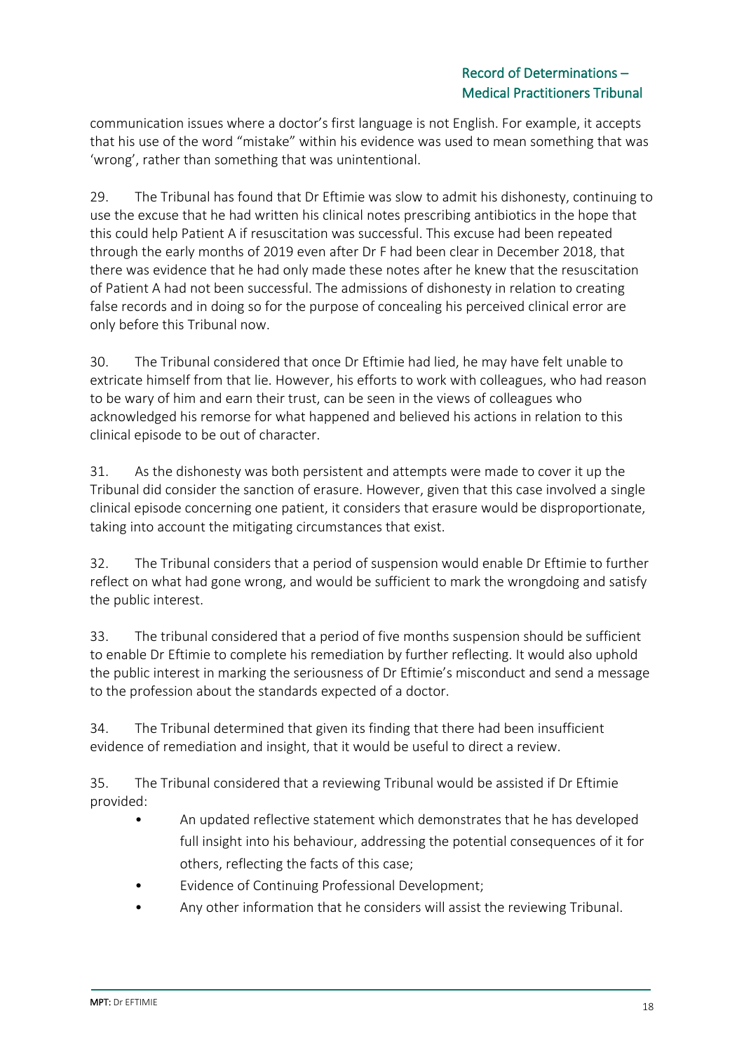communication issues where a doctor's first language is not English. For example, it accepts that his use of the word "mistake" within his evidence was used to mean something that was 'wrong', rather than something that was unintentional.

29. The Tribunal has found that Dr Eftimie was slow to admit his dishonesty, continuing to use the excuse that he had written his clinical notes prescribing antibiotics in the hope that this could help Patient A if resuscitation was successful. This excuse had been repeated through the early months of 2019 even after Dr F had been clear in December 2018, that there was evidence that he had only made these notes after he knew that the resuscitation of Patient A had not been successful. The admissions of dishonesty in relation to creating false records and in doing so for the purpose of concealing his perceived clinical error are only before this Tribunal now.

30. The Tribunal considered that once Dr Eftimie had lied, he may have felt unable to extricate himself from that lie. However, his efforts to work with colleagues, who had reason to be wary of him and earn their trust, can be seen in the views of colleagues who acknowledged his remorse for what happened and believed his actions in relation to this clinical episode to be out of character.

31. As the dishonesty was both persistent and attempts were made to cover it up the Tribunal did consider the sanction of erasure. However, given that this case involved a single clinical episode concerning one patient, it considers that erasure would be disproportionate, taking into account the mitigating circumstances that exist.

32. The Tribunal considers that a period of suspension would enable Dr Eftimie to further reflect on what had gone wrong, and would be sufficient to mark the wrongdoing and satisfy the public interest.

33. The tribunal considered that a period of five months suspension should be sufficient to enable Dr Eftimie to complete his remediation by further reflecting. It would also uphold the public interest in marking the seriousness of Dr Eftimie's misconduct and send a message to the profession about the standards expected of a doctor.

34. The Tribunal determined that given its finding that there had been insufficient evidence of remediation and insight, that it would be useful to direct a review.

35. The Tribunal considered that a reviewing Tribunal would be assisted if Dr Eftimie provided:

- An updated reflective statement which demonstrates that he has developed full insight into his behaviour, addressing the potential consequences of it for others, reflecting the facts of this case;
- Evidence of Continuing Professional Development;
- Any other information that he considers will assist the reviewing Tribunal.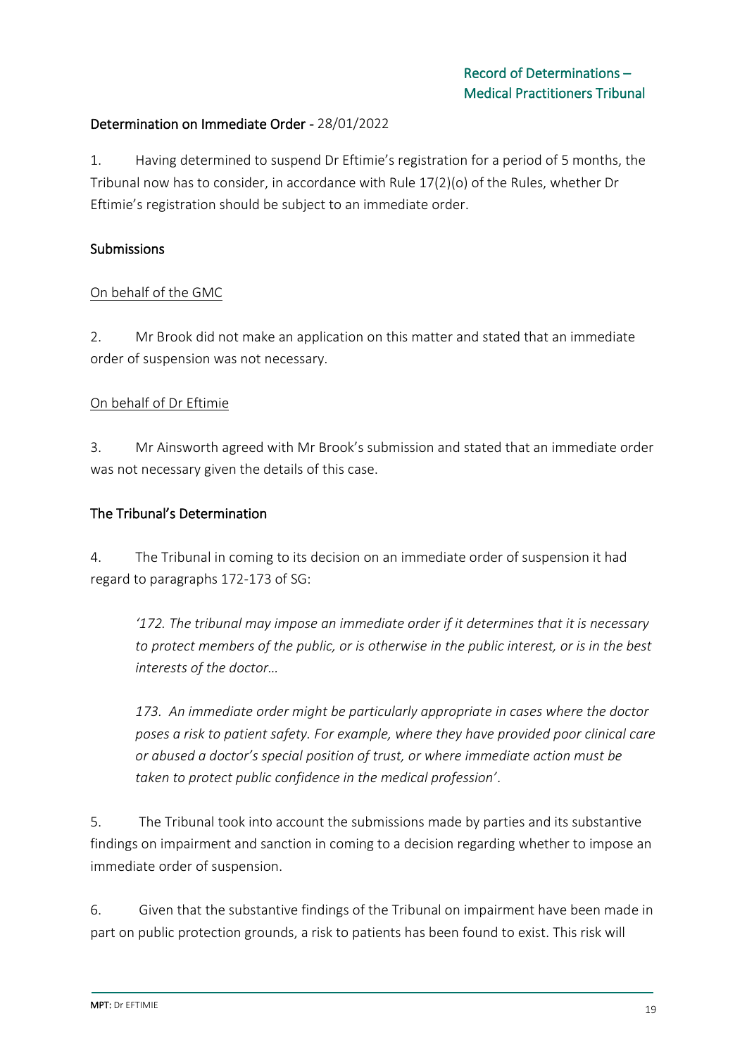## Determination on Immediate Order - 28/01/2022

1. Having determined to suspend Dr Eftimie's registration for a period of 5 months, the Tribunal now has to consider, in accordance with Rule 17(2)(o) of the Rules, whether Dr Eftimie's registration should be subject to an immediate order.

### Submissions

On behalf of the GMC

2. Mr Brook did not make an application on this matter and stated that an immediate order of suspension was not necessary.

On behalf of Dr Eftimie

3. Mr Ainsworth agreed with Mr Brook's submission and stated that an immediate order was not necessary given the details of this case.

### The Tribunal's Determination

4. The Tribunal in coming to its decision on an immediate order of suspension it had regard to paragraphs 172-173 of SG:

> *'172. The tribunal may impose an immediate order if it determines that it is necessary to protect members of the public, or is otherwise in the public interest, or is in the best interests of the doctor…*
>
> *173. An immediate order might be particularly appropriate in cases where the doctor poses a risk to patient safety. For example, where they have provided poor clinical care or abused a doctor's special position of trust, or where immediate action must be taken to protect public confidence in the medical profession'.*

5. The Tribunal took into account the submissions made by parties and its substantive findings on impairment and sanction in coming to a decision regarding whether to impose an immediate order of suspension.

6. Given that the substantive findings of the Tribunal on impairment have been made in part on public protection grounds, a risk to patients has been found to exist. This risk will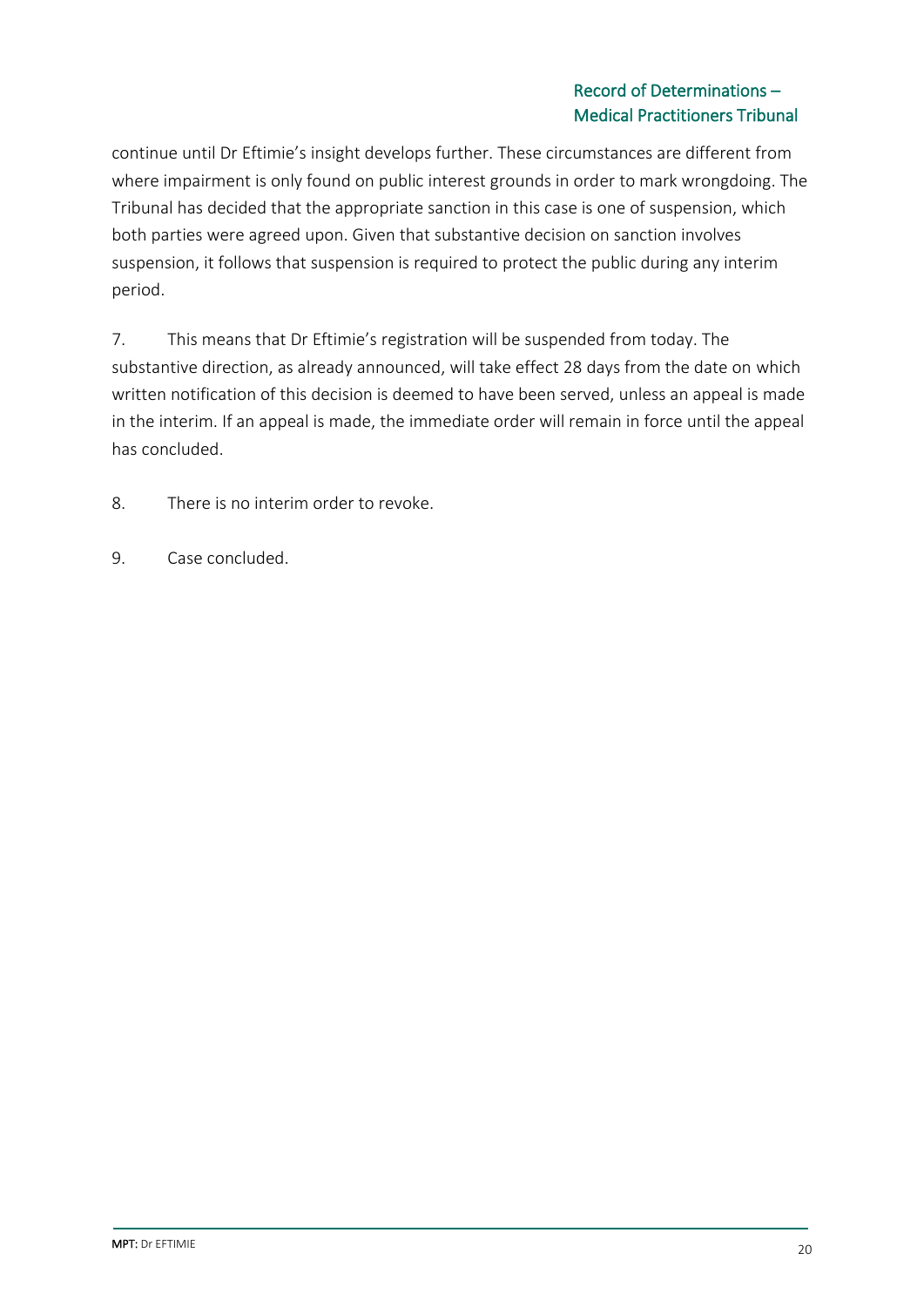continue until Dr Eftimie's insight develops further. These circumstances are different from where impairment is only found on public interest grounds in order to mark wrongdoing. The Tribunal has decided that the appropriate sanction in this case is one of suspension, which both parties were agreed upon. Given that substantive decision on sanction involves suspension, it follows that suspension is required to protect the public during any interim period.

7. This means that Dr Eftimie's registration will be suspended from today. The substantive direction, as already announced, will take effect 28 days from the date on which written notification of this decision is deemed to have been served, unless an appeal is made in the interim. If an appeal is made, the immediate order will remain in force until the appeal has concluded.

8. There is no interim order to revoke.

9. Case concluded.